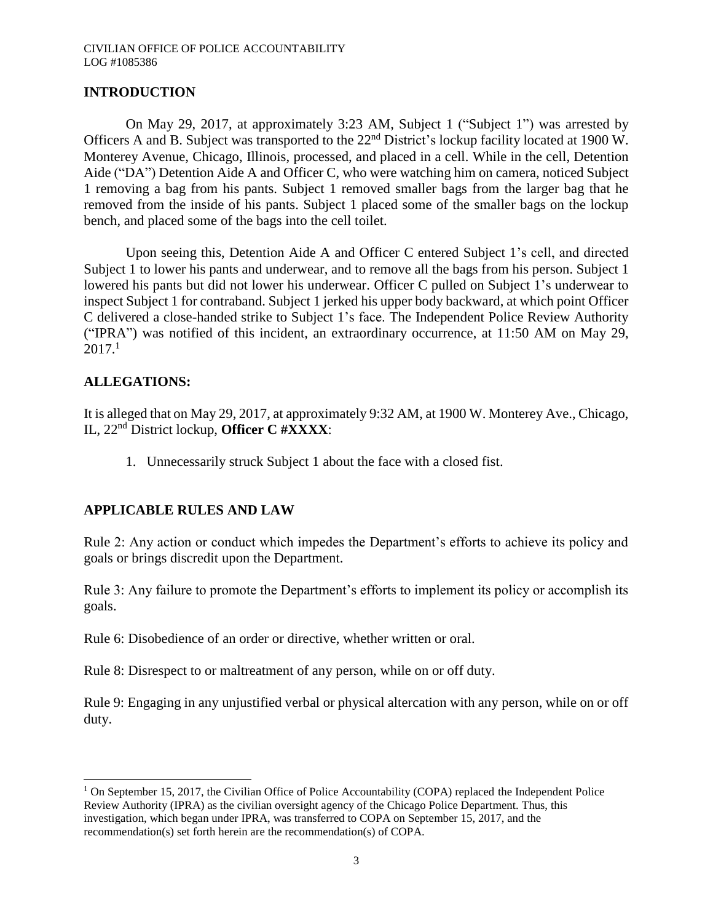## INTRODUCTION

On May 29, 2017, at approximately 3:23 AM, Subject 1 ("Subject 1") was arrested by Officers A and B. Subject was transported to the 22nd District's lockup facility located at 1900 W. Monterey Avenue, Chicago, Illinois, processed, and placed in a cell. While in the cell, Detention Aide ("DA") Detention Aide A and Officer C, who were watching him on camera, noticed Subject 1 removing a bag from his pants. Subject 1 removed smaller bags from the larger bag that he removed from the inside of his pants. Subject 1 placed some of the smaller bags on the lockup bench, and placed some of the bags into the cell toilet.

Upon seeing this, Detention Aide A and Officer C entered Subject 1's cell, and directed Subject 1 to lower his pants and underwear, and to remove all the bags from his person. Subject 1 lowered his pants but did not lower his underwear. Officer C pulled on Subject 1's underwear to inspect Subject 1 for contraband. Subject 1 jerked his upper body backward, at which point Officer C delivered a close-handed strike to Subject 1's face. The Independent Police Review Authority ("IPRA") was notified of this incident, an extraordinary occurrence, at 11:50 AM on May 29, 2017.[1]

## ALLEGATIONS:

It is alleged that on May 29, 2017, at approximately 9:32 AM, at 1900 W. Monterey Ave., Chicago, IL, 22nd District lockup, **Officer C #XXXX**:

1. Unnecessarily struck Subject 1 about the face with a closed fist.

## APPLICABLE RULES AND LAW

Rule 2: Any action or conduct which impedes the Department's efforts to achieve its policy and goals or brings discredit upon the Department.

Rule 3: Any failure to promote the Department's efforts to implement its policy or accomplish its goals.

Rule 6: Disobedience of an order or directive, whether written or oral.

Rule 8: Disrespect to or maltreatment of any person, while on or off duty.

Rule 9: Engaging in any unjustified verbal or physical altercation with any person, while on or off duty.

[1] On September 15, 2017, the Civilian Office of Police Accountability (COPA) replaced the Independent Police Review Authority (IPRA) as the civilian oversight agency of the Chicago Police Department. Thus, this investigation, which began under IPRA, was transferred to COPA on September 15, 2017, and the recommendation(s) set forth herein are the recommendation(s) of COPA.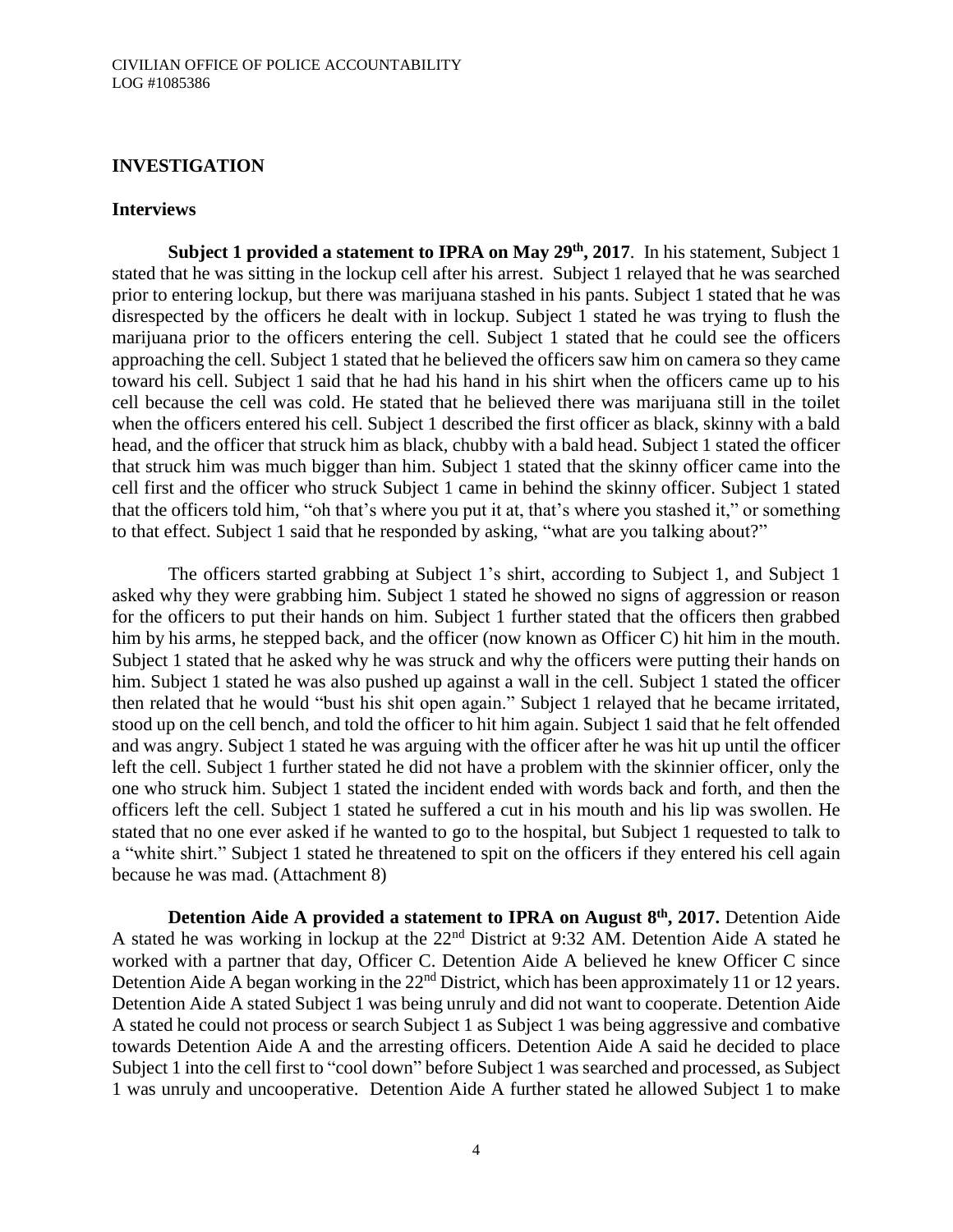## INVESTIGATION

### Interviews

**Subject 1 provided a statement to IPRA on May 29th, 2017**. In his statement, Subject 1 stated that he was sitting in the lockup cell after his arrest. Subject 1 relayed that he was searched prior to entering lockup, but there was marijuana stashed in his pants. Subject 1 stated that he was disrespected by the officers he dealt with in lockup. Subject 1 stated he was trying to flush the marijuana prior to the officers entering the cell. Subject 1 stated that he could see the officers approaching the cell. Subject 1 stated that he believed the officers saw him on camera so they came toward his cell. Subject 1 said that he had his hand in his shirt when the officers came up to his cell because the cell was cold. He stated that he believed there was marijuana still in the toilet when the officers entered his cell. Subject 1 described the first officer as black, skinny with a bald head, and the officer that struck him as black, chubby with a bald head. Subject 1 stated the officer that struck him was much bigger than him. Subject 1 stated that the skinny officer came into the cell first and the officer who struck Subject 1 came in behind the skinny officer. Subject 1 stated that the officers told him, "oh that's where you put it at, that's where you stashed it," or something to that effect. Subject 1 said that he responded by asking, "what are you talking about?"

The officers started grabbing at Subject 1's shirt, according to Subject 1, and Subject 1 asked why they were grabbing him. Subject 1 stated he showed no signs of aggression or reason for the officers to put their hands on him. Subject 1 further stated that the officers then grabbed him by his arms, he stepped back, and the officer (now known as Officer C) hit him in the mouth. Subject 1 stated that he asked why he was struck and why the officers were putting their hands on him. Subject 1 stated he was also pushed up against a wall in the cell. Subject 1 stated the officer then related that he would "bust his shit open again." Subject 1 relayed that he became irritated, stood up on the cell bench, and told the officer to hit him again. Subject 1 said that he felt offended and was angry. Subject 1 stated he was arguing with the officer after he was hit up until the officer left the cell. Subject 1 further stated he did not have a problem with the skinnier officer, only the one who struck him. Subject 1 stated the incident ended with words back and forth, and then the officers left the cell. Subject 1 stated he suffered a cut in his mouth and his lip was swollen. He stated that no one ever asked if he wanted to go to the hospital, but Subject 1 requested to talk to a "white shirt." Subject 1 stated he threatened to spit on the officers if they entered his cell again because he was mad. (Attachment 8)

**Detention Aide A provided a statement to IPRA on August 8th, 2017.** Detention Aide A stated he was working in lockup at the 22nd District at 9:32 AM. Detention Aide A stated he worked with a partner that day, Officer C. Detention Aide A believed he knew Officer C since Detention Aide A began working in the 22nd District, which has been approximately 11 or 12 years. Detention Aide A stated Subject 1 was being unruly and did not want to cooperate. Detention Aide A stated he could not process or search Subject 1 as Subject 1 was being aggressive and combative towards Detention Aide A and the arresting officers. Detention Aide A said he decided to place Subject 1 into the cell first to "cool down" before Subject 1 was searched and processed, as Subject 1 was unruly and uncooperative. Detention Aide A further stated he allowed Subject 1 to make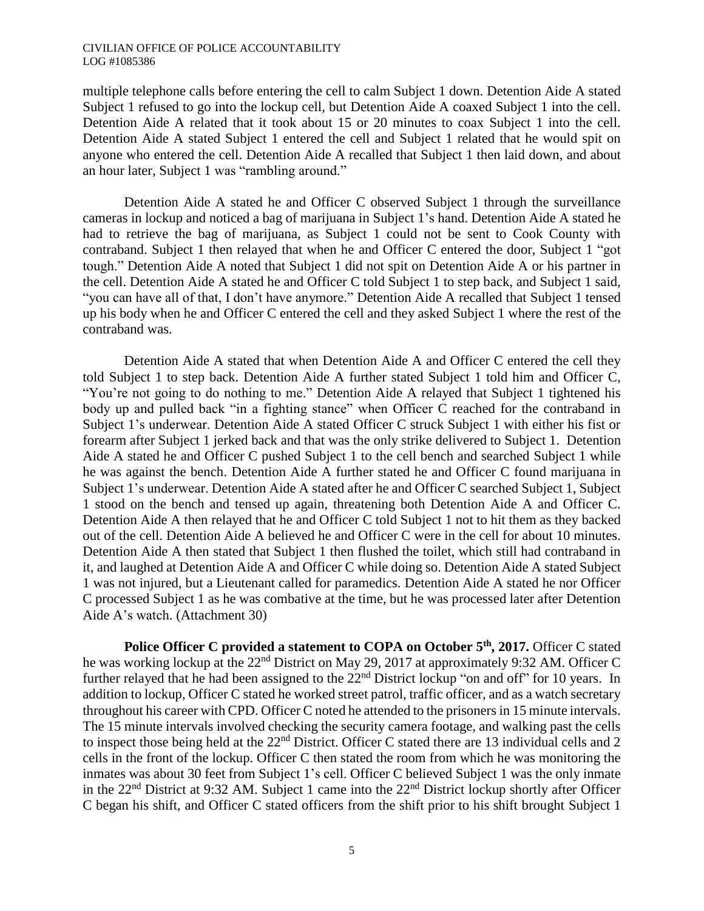multiple telephone calls before entering the cell to calm Subject 1 down. Detention Aide A stated Subject 1 refused to go into the lockup cell, but Detention Aide A coaxed Subject 1 into the cell. Detention Aide A related that it took about 15 or 20 minutes to coax Subject 1 into the cell. Detention Aide A stated Subject 1 entered the cell and Subject 1 related that he would spit on anyone who entered the cell. Detention Aide A recalled that Subject 1 then laid down, and about an hour later, Subject 1 was "rambling around."

Detention Aide A stated he and Officer C observed Subject 1 through the surveillance cameras in lockup and noticed a bag of marijuana in Subject 1's hand. Detention Aide A stated he had to retrieve the bag of marijuana, as Subject 1 could not be sent to Cook County with contraband. Subject 1 then relayed that when he and Officer C entered the door, Subject 1 "got tough." Detention Aide A noted that Subject 1 did not spit on Detention Aide A or his partner in the cell. Detention Aide A stated he and Officer C told Subject 1 to step back, and Subject 1 said, "you can have all of that, I don't have anymore." Detention Aide A recalled that Subject 1 tensed up his body when he and Officer C entered the cell and they asked Subject 1 where the rest of the contraband was.

Detention Aide A stated that when Detention Aide A and Officer C entered the cell they told Subject 1 to step back. Detention Aide A further stated Subject 1 told him and Officer C, "You're not going to do nothing to me." Detention Aide A relayed that Subject 1 tightened his body up and pulled back "in a fighting stance" when Officer C reached for the contraband in Subject 1's underwear. Detention Aide A stated Officer C struck Subject 1 with either his fist or forearm after Subject 1 jerked back and that was the only strike delivered to Subject 1. Detention Aide A stated he and Officer C pushed Subject 1 to the cell bench and searched Subject 1 while he was against the bench. Detention Aide A further stated he and Officer C found marijuana in Subject 1's underwear. Detention Aide A stated after he and Officer C searched Subject 1, Subject 1 stood on the bench and tensed up again, threatening both Detention Aide A and Officer C. Detention Aide A then relayed that he and Officer C told Subject 1 not to hit them as they backed out of the cell. Detention Aide A believed he and Officer C were in the cell for about 10 minutes. Detention Aide A then stated that Subject 1 then flushed the toilet, which still had contraband in it, and laughed at Detention Aide A and Officer C while doing so. Detention Aide A stated Subject 1 was not injured, but a Lieutenant called for paramedics. Detention Aide A stated he nor Officer C processed Subject 1 as he was combative at the time, but he was processed later after Detention Aide A's watch. (Attachment 30)

**Police Officer C provided a statement to COPA on October 5th, 2017.** Officer C stated he was working lockup at the 22nd District on May 29, 2017 at approximately 9:32 AM. Officer C further relayed that he had been assigned to the 22nd District lockup "on and off" for 10 years. In addition to lockup, Officer C stated he worked street patrol, traffic officer, and as a watch secretary throughout his career with CPD. Officer C noted he attended to the prisoners in 15 minute intervals. The 15 minute intervals involved checking the security camera footage, and walking past the cells to inspect those being held at the 22nd District. Officer C stated there are 13 individual cells and 2 cells in the front of the lockup. Officer C then stated the room from which he was monitoring the inmates was about 30 feet from Subject 1's cell. Officer C believed Subject 1 was the only inmate in the 22nd District at 9:32 AM. Subject 1 came into the 22nd District lockup shortly after Officer C began his shift, and Officer C stated officers from the shift prior to his shift brought Subject 1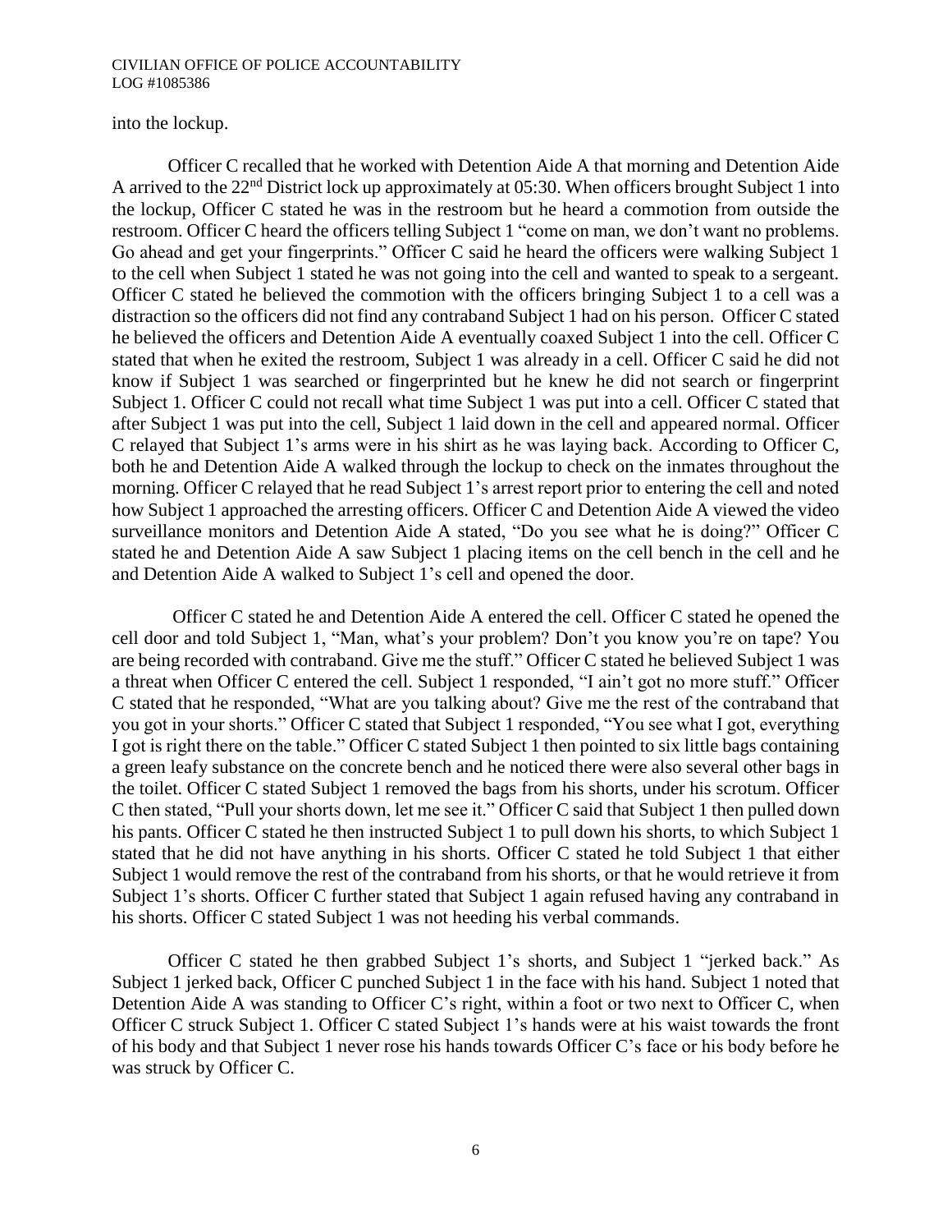into the lockup.

Officer C recalled that he worked with Detention Aide A that morning and Detention Aide A arrived to the 22nd District lock up approximately at 05:30. When officers brought Subject 1 into the lockup, Officer C stated he was in the restroom but he heard a commotion from outside the restroom. Officer C heard the officers telling Subject 1 "come on man, we don't want no problems. Go ahead and get your fingerprints." Officer C said he heard the officers were walking Subject 1 to the cell when Subject 1 stated he was not going into the cell and wanted to speak to a sergeant. Officer C stated he believed the commotion with the officers bringing Subject 1 to a cell was a distraction so the officers did not find any contraband Subject 1 had on his person. Officer C stated he believed the officers and Detention Aide A eventually coaxed Subject 1 into the cell. Officer C stated that when he exited the restroom, Subject 1 was already in a cell. Officer C said he did not know if Subject 1 was searched or fingerprinted but he knew he did not search or fingerprint Subject 1. Officer C could not recall what time Subject 1 was put into a cell. Officer C stated that after Subject 1 was put into the cell, Subject 1 laid down in the cell and appeared normal. Officer C relayed that Subject 1's arms were in his shirt as he was laying back. According to Officer C, both he and Detention Aide A walked through the lockup to check on the inmates throughout the morning. Officer C relayed that he read Subject 1's arrest report prior to entering the cell and noted how Subject 1 approached the arresting officers. Officer C and Detention Aide A viewed the video surveillance monitors and Detention Aide A stated, "Do you see what he is doing?" Officer C stated he and Detention Aide A saw Subject 1 placing items on the cell bench in the cell and he and Detention Aide A walked to Subject 1's cell and opened the door.

Officer C stated he and Detention Aide A entered the cell. Officer C stated he opened the cell door and told Subject 1, "Man, what's your problem? Don't you know you're on tape? You are being recorded with contraband. Give me the stuff." Officer C stated he believed Subject 1 was a threat when Officer C entered the cell. Subject 1 responded, "I ain't got no more stuff." Officer C stated that he responded, "What are you talking about? Give me the rest of the contraband that you got in your shorts." Officer C stated that Subject 1 responded, "You see what I got, everything I got is right there on the table." Officer C stated Subject 1 then pointed to six little bags containing a green leafy substance on the concrete bench and he noticed there were also several other bags in the toilet. Officer C stated Subject 1 removed the bags from his shorts, under his scrotum. Officer C then stated, "Pull your shorts down, let me see it." Officer C said that Subject 1 then pulled down his pants. Officer C stated he then instructed Subject 1 to pull down his shorts, to which Subject 1 stated that he did not have anything in his shorts. Officer C stated he told Subject 1 that either Subject 1 would remove the rest of the contraband from his shorts, or that he would retrieve it from Subject 1's shorts. Officer C further stated that Subject 1 again refused having any contraband in his shorts. Officer C stated Subject 1 was not heeding his verbal commands.

Officer C stated he then grabbed Subject 1's shorts, and Subject 1 "jerked back." As Subject 1 jerked back, Officer C punched Subject 1 in the face with his hand. Subject 1 noted that Detention Aide A was standing to Officer C's right, within a foot or two next to Officer C, when Officer C struck Subject 1. Officer C stated Subject 1's hands were at his waist towards the front of his body and that Subject 1 never rose his hands towards Officer C's face or his body before he was struck by Officer C.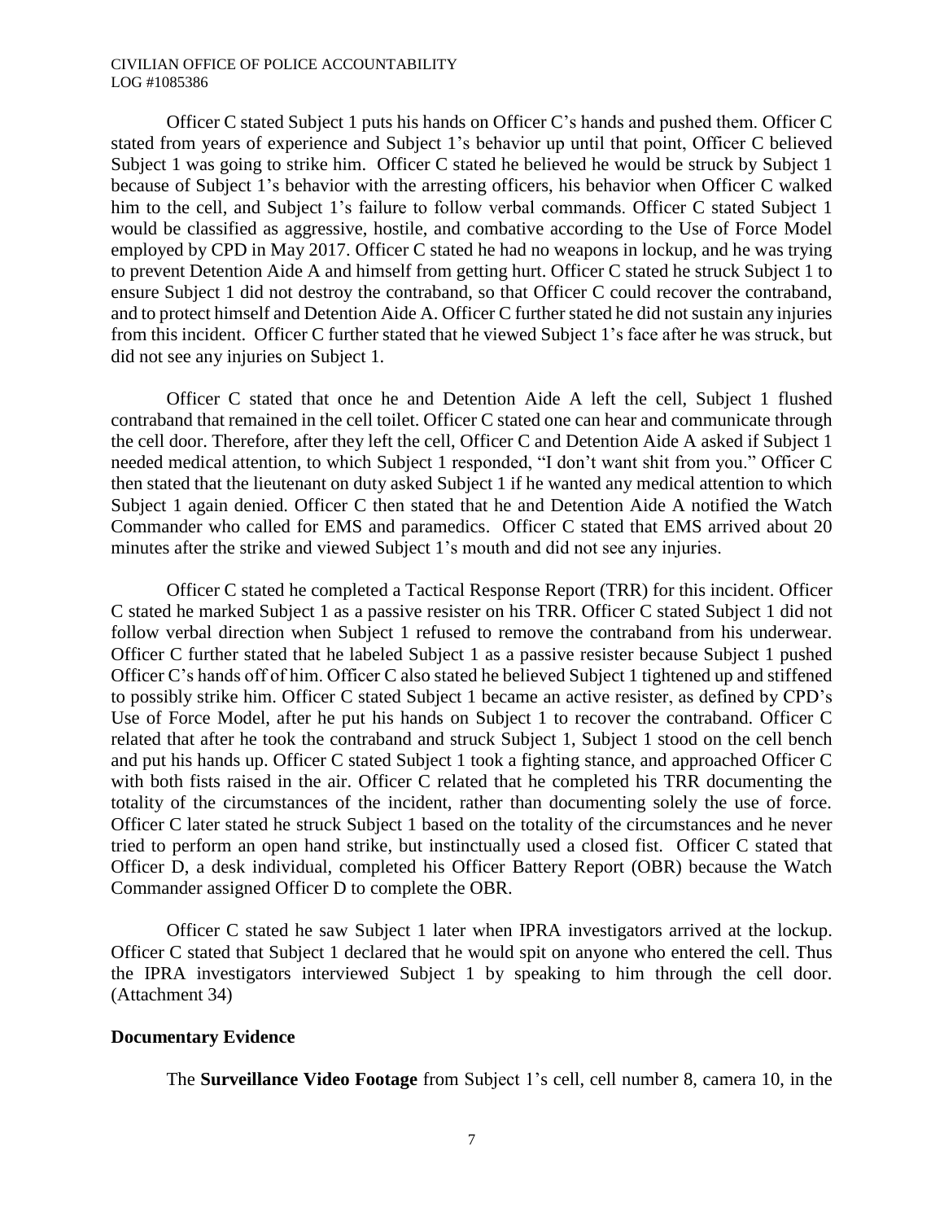Officer C stated Subject 1 puts his hands on Officer C's hands and pushed them. Officer C stated from years of experience and Subject 1's behavior up until that point, Officer C believed Subject 1 was going to strike him. Officer C stated he believed he would be struck by Subject 1 because of Subject 1's behavior with the arresting officers, his behavior when Officer C walked him to the cell, and Subject 1's failure to follow verbal commands. Officer C stated Subject 1 would be classified as aggressive, hostile, and combative according to the Use of Force Model employed by CPD in May 2017. Officer C stated he had no weapons in lockup, and he was trying to prevent Detention Aide A and himself from getting hurt. Officer C stated he struck Subject 1 to ensure Subject 1 did not destroy the contraband, so that Officer C could recover the contraband, and to protect himself and Detention Aide A. Officer C further stated he did not sustain any injuries from this incident. Officer C further stated that he viewed Subject 1's face after he was struck, but did not see any injuries on Subject 1.

Officer C stated that once he and Detention Aide A left the cell, Subject 1 flushed contraband that remained in the cell toilet. Officer C stated one can hear and communicate through the cell door. Therefore, after they left the cell, Officer C and Detention Aide A asked if Subject 1 needed medical attention, to which Subject 1 responded, "I don't want shit from you." Officer C then stated that the lieutenant on duty asked Subject 1 if he wanted any medical attention to which Subject 1 again denied. Officer C then stated that he and Detention Aide A notified the Watch Commander who called for EMS and paramedics. Officer C stated that EMS arrived about 20 minutes after the strike and viewed Subject 1's mouth and did not see any injuries.

Officer C stated he completed a Tactical Response Report (TRR) for this incident. Officer C stated he marked Subject 1 as a passive resister on his TRR. Officer C stated Subject 1 did not follow verbal direction when Subject 1 refused to remove the contraband from his underwear. Officer C further stated that he labeled Subject 1 as a passive resister because Subject 1 pushed Officer C's hands off of him. Officer C also stated he believed Subject 1 tightened up and stiffened to possibly strike him. Officer C stated Subject 1 became an active resister, as defined by CPD's Use of Force Model, after he put his hands on Subject 1 to recover the contraband. Officer C related that after he took the contraband and struck Subject 1, Subject 1 stood on the cell bench and put his hands up. Officer C stated Subject 1 took a fighting stance, and approached Officer C with both fists raised in the air. Officer C related that he completed his TRR documenting the totality of the circumstances of the incident, rather than documenting solely the use of force. Officer C later stated he struck Subject 1 based on the totality of the circumstances and he never tried to perform an open hand strike, but instinctually used a closed fist. Officer C stated that Officer D, a desk individual, completed his Officer Battery Report (OBR) because the Watch Commander assigned Officer D to complete the OBR.

Officer C stated he saw Subject 1 later when IPRA investigators arrived at the lockup. Officer C stated that Subject 1 declared that he would spit on anyone who entered the cell. Thus the IPRA investigators interviewed Subject 1 by speaking to him through the cell door. (Attachment 34)

### Documentary Evidence

The **Surveillance Video Footage** from Subject 1's cell, cell number 8, camera 10, in the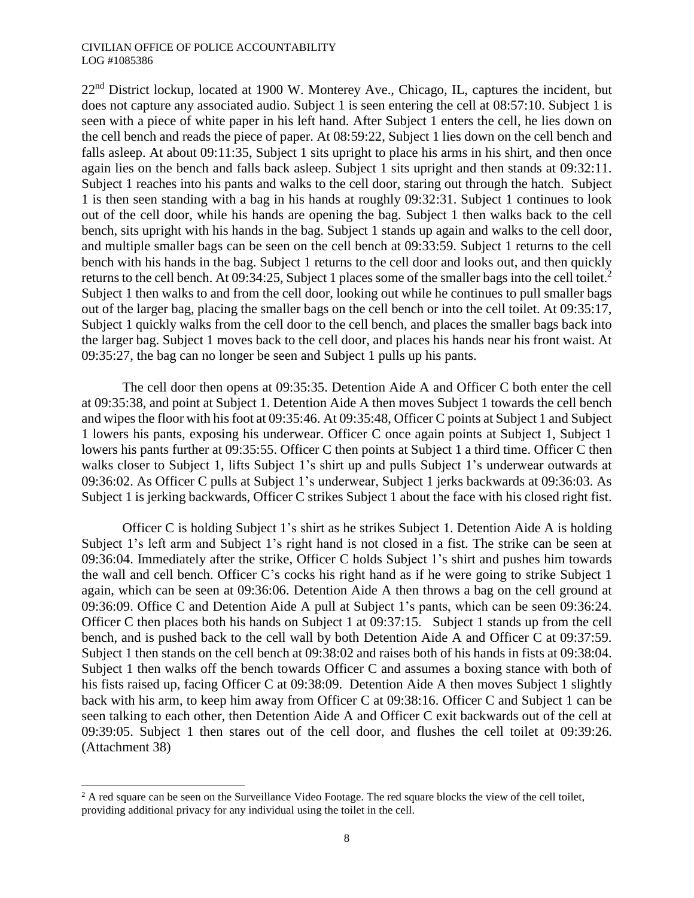22nd District lockup, located at 1900 W. Monterey Ave., Chicago, IL, captures the incident, but does not capture any associated audio. Subject 1 is seen entering the cell at 08:57:10. Subject 1 is seen with a piece of white paper in his left hand. After Subject 1 enters the cell, he lies down on the cell bench and reads the piece of paper. At 08:59:22, Subject 1 lies down on the cell bench and falls asleep. At about 09:11:35, Subject 1 sits upright to place his arms in his shirt, and then once again lies on the bench and falls back asleep. Subject 1 sits upright and then stands at 09:32:11. Subject 1 reaches into his pants and walks to the cell door, staring out through the hatch. Subject 1 is then seen standing with a bag in his hands at roughly 09:32:31. Subject 1 continues to look out of the cell door, while his hands are opening the bag. Subject 1 then walks back to the cell bench, sits upright with his hands in the bag. Subject 1 stands up again and walks to the cell door, and multiple smaller bags can be seen on the cell bench at 09:33:59. Subject 1 returns to the cell bench with his hands in the bag. Subject 1 returns to the cell door and looks out, and then quickly returns to the cell bench. At 09:34:25, Subject 1 places some of the smaller bags into the cell toilet.[2] Subject 1 then walks to and from the cell door, looking out while he continues to pull smaller bags out of the larger bag, placing the smaller bags on the cell bench or into the cell toilet. At 09:35:17, Subject 1 quickly walks from the cell door to the cell bench, and places the smaller bags back into the larger bag. Subject 1 moves back to the cell door, and places his hands near his front waist. At 09:35:27, the bag can no longer be seen and Subject 1 pulls up his pants.

The cell door then opens at 09:35:35. Detention Aide A and Officer C both enter the cell at 09:35:38, and point at Subject 1. Detention Aide A then moves Subject 1 towards the cell bench and wipes the floor with his foot at 09:35:46. At 09:35:48, Officer C points at Subject 1 and Subject 1 lowers his pants, exposing his underwear. Officer C once again points at Subject 1, Subject 1 lowers his pants further at 09:35:55. Officer C then points at Subject 1 a third time. Officer C then walks closer to Subject 1, lifts Subject 1's shirt up and pulls Subject 1's underwear outwards at 09:36:02. As Officer C pulls at Subject 1's underwear, Subject 1 jerks backwards at 09:36:03. As Subject 1 is jerking backwards, Officer C strikes Subject 1 about the face with his closed right fist.

Officer C is holding Subject 1's shirt as he strikes Subject 1. Detention Aide A is holding Subject 1's left arm and Subject 1's right hand is not closed in a fist. The strike can be seen at 09:36:04. Immediately after the strike, Officer C holds Subject 1's shirt and pushes him towards the wall and cell bench. Officer C's cocks his right hand as if he were going to strike Subject 1 again, which can be seen at 09:36:06. Detention Aide A then throws a bag on the cell ground at 09:36:09. Office C and Detention Aide A pull at Subject 1's pants, which can be seen 09:36:24. Officer C then places both his hands on Subject 1 at 09:37:15. Subject 1 stands up from the cell bench, and is pushed back to the cell wall by both Detention Aide A and Officer C at 09:37:59. Subject 1 then stands on the cell bench at 09:38:02 and raises both of his hands in fists at 09:38:04. Subject 1 then walks off the bench towards Officer C and assumes a boxing stance with both of his fists raised up, facing Officer C at 09:38:09. Detention Aide A then moves Subject 1 slightly back with his arm, to keep him away from Officer C at 09:38:16. Officer C and Subject 1 can be seen talking to each other, then Detention Aide A and Officer C exit backwards out of the cell at 09:39:05. Subject 1 then stares out of the cell door, and flushes the cell toilet at 09:39:26. (Attachment 38)

---

[2] A red square can be seen on the Surveillance Video Footage. The red square blocks the view of the cell toilet, providing additional privacy for any individual using the toilet in the cell.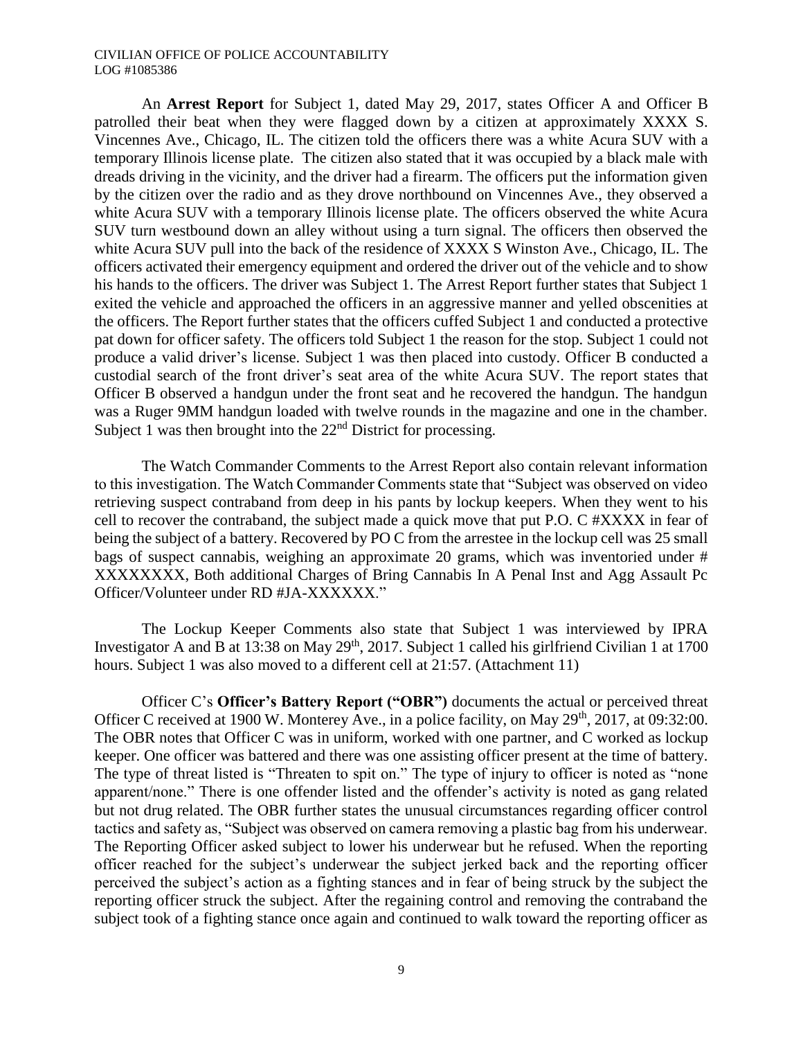An **Arrest Report** for Subject 1, dated May 29, 2017, states Officer A and Officer B patrolled their beat when they were flagged down by a citizen at approximately XXXX S. Vincennes Ave., Chicago, IL. The citizen told the officers there was a white Acura SUV with a temporary Illinois license plate. The citizen also stated that it was occupied by a black male with dreads driving in the vicinity, and the driver had a firearm. The officers put the information given by the citizen over the radio and as they drove northbound on Vincennes Ave., they observed a white Acura SUV with a temporary Illinois license plate. The officers observed the white Acura SUV turn westbound down an alley without using a turn signal. The officers then observed the white Acura SUV pull into the back of the residence of XXXX S Winston Ave., Chicago, IL. The officers activated their emergency equipment and ordered the driver out of the vehicle and to show his hands to the officers. The driver was Subject 1. The Arrest Report further states that Subject 1 exited the vehicle and approached the officers in an aggressive manner and yelled obscenities at the officers. The Report further states that the officers cuffed Subject 1 and conducted a protective pat down for officer safety. The officers told Subject 1 the reason for the stop. Subject 1 could not produce a valid driver's license. Subject 1 was then placed into custody. Officer B conducted a custodial search of the front driver's seat area of the white Acura SUV. The report states that Officer B observed a handgun under the front seat and he recovered the handgun. The handgun was a Ruger 9MM handgun loaded with twelve rounds in the magazine and one in the chamber. Subject 1 was then brought into the 22nd District for processing.

The Watch Commander Comments to the Arrest Report also contain relevant information to this investigation. The Watch Commander Comments state that "Subject was observed on video retrieving suspect contraband from deep in his pants by lockup keepers. When they went to his cell to recover the contraband, the subject made a quick move that put P.O. C #XXXX in fear of being the subject of a battery. Recovered by PO C from the arrestee in the lockup cell was 25 small bags of suspect cannabis, weighing an approximate 20 grams, which was inventoried under # XXXXXXXX, Both additional Charges of Bring Cannabis In A Penal Inst and Agg Assault Pc Officer/Volunteer under RD #JA-XXXXXX."

The Lockup Keeper Comments also state that Subject 1 was interviewed by IPRA Investigator A and B at 13:38 on May 29th, 2017. Subject 1 called his girlfriend Civilian 1 at 1700 hours. Subject 1 was also moved to a different cell at 21:57. (Attachment 11)

Officer C's **Officer's Battery Report ("OBR")** documents the actual or perceived threat Officer C received at 1900 W. Monterey Ave., in a police facility, on May 29th, 2017, at 09:32:00. The OBR notes that Officer C was in uniform, worked with one partner, and C worked as lockup keeper. One officer was battered and there was one assisting officer present at the time of battery. The type of threat listed is "Threaten to spit on." The type of injury to officer is noted as "none apparent/none." There is one offender listed and the offender's activity is noted as gang related but not drug related. The OBR further states the unusual circumstances regarding officer control tactics and safety as, "Subject was observed on camera removing a plastic bag from his underwear. The Reporting Officer asked subject to lower his underwear but he refused. When the reporting officer reached for the subject's underwear the subject jerked back and the reporting officer perceived the subject's action as a fighting stances and in fear of being struck by the subject the reporting officer struck the subject. After the regaining control and removing the contraband the subject took of a fighting stance once again and continued to walk toward the reporting officer as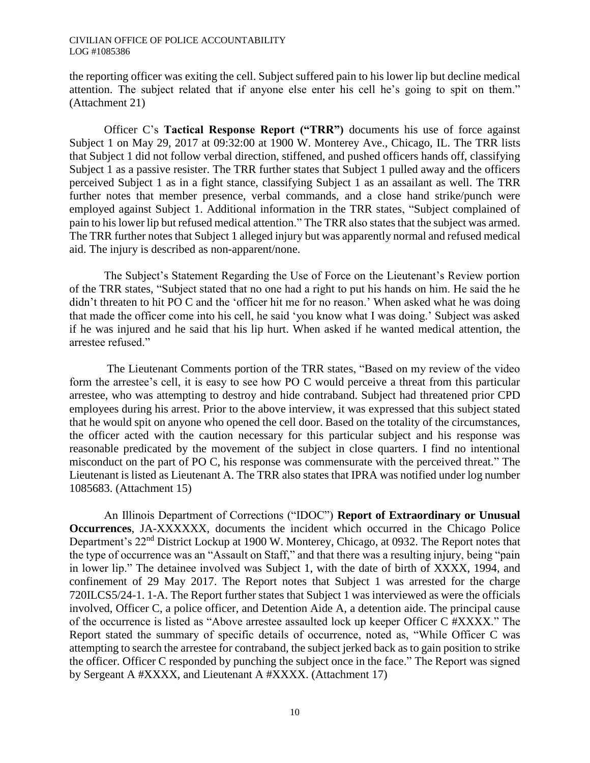the reporting officer was exiting the cell. Subject suffered pain to his lower lip but decline medical attention. The subject related that if anyone else enter his cell he's going to spit on them." (Attachment 21)

Officer C's **Tactical Response Report ("TRR")** documents his use of force against Subject 1 on May 29, 2017 at 09:32:00 at 1900 W. Monterey Ave., Chicago, IL. The TRR lists that Subject 1 did not follow verbal direction, stiffened, and pushed officers hands off, classifying Subject 1 as a passive resister. The TRR further states that Subject 1 pulled away and the officers perceived Subject 1 as in a fight stance, classifying Subject 1 as an assailant as well. The TRR further notes that member presence, verbal commands, and a close hand strike/punch were employed against Subject 1. Additional information in the TRR states, "Subject complained of pain to his lower lip but refused medical attention." The TRR also states that the subject was armed. The TRR further notes that Subject 1 alleged injury but was apparently normal and refused medical aid. The injury is described as non-apparent/none.

The Subject's Statement Regarding the Use of Force on the Lieutenant's Review portion of the TRR states, "Subject stated that no one had a right to put his hands on him. He said the he didn't threaten to hit PO C and the 'officer hit me for no reason.' When asked what he was doing that made the officer come into his cell, he said 'you know what I was doing.' Subject was asked if he was injured and he said that his lip hurt. When asked if he wanted medical attention, the arrestee refused."

The Lieutenant Comments portion of the TRR states, "Based on my review of the video form the arrestee's cell, it is easy to see how PO C would perceive a threat from this particular arrestee, who was attempting to destroy and hide contraband. Subject had threatened prior CPD employees during his arrest. Prior to the above interview, it was expressed that this subject stated that he would spit on anyone who opened the cell door. Based on the totality of the circumstances, the officer acted with the caution necessary for this particular subject and his response was reasonable predicated by the movement of the subject in close quarters. I find no intentional misconduct on the part of PO C, his response was commensurate with the perceived threat." The Lieutenant is listed as Lieutenant A. The TRR also states that IPRA was notified under log number 1085683. (Attachment 15)

An Illinois Department of Corrections ("IDOC") **Report of Extraordinary or Unusual Occurrences**, JA-XXXXXX, documents the incident which occurred in the Chicago Police Department's 22nd District Lockup at 1900 W. Monterey, Chicago, at 0932. The Report notes that the type of occurrence was an "Assault on Staff," and that there was a resulting injury, being "pain in lower lip." The detainee involved was Subject 1, with the date of birth of XXXX, 1994, and confinement of 29 May 2017. The Report notes that Subject 1 was arrested for the charge 720ILCS5/24-1. 1-A. The Report further states that Subject 1 was interviewed as were the officials involved, Officer C, a police officer, and Detention Aide A, a detention aide. The principal cause of the occurrence is listed as "Above arrestee assaulted lock up keeper Officer C #XXXX." The Report stated the summary of specific details of occurrence, noted as, "While Officer C was attempting to search the arrestee for contraband, the subject jerked back as to gain position to strike the officer. Officer C responded by punching the subject once in the face." The Report was signed by Sergeant A #XXXX, and Lieutenant A #XXXX. (Attachment 17)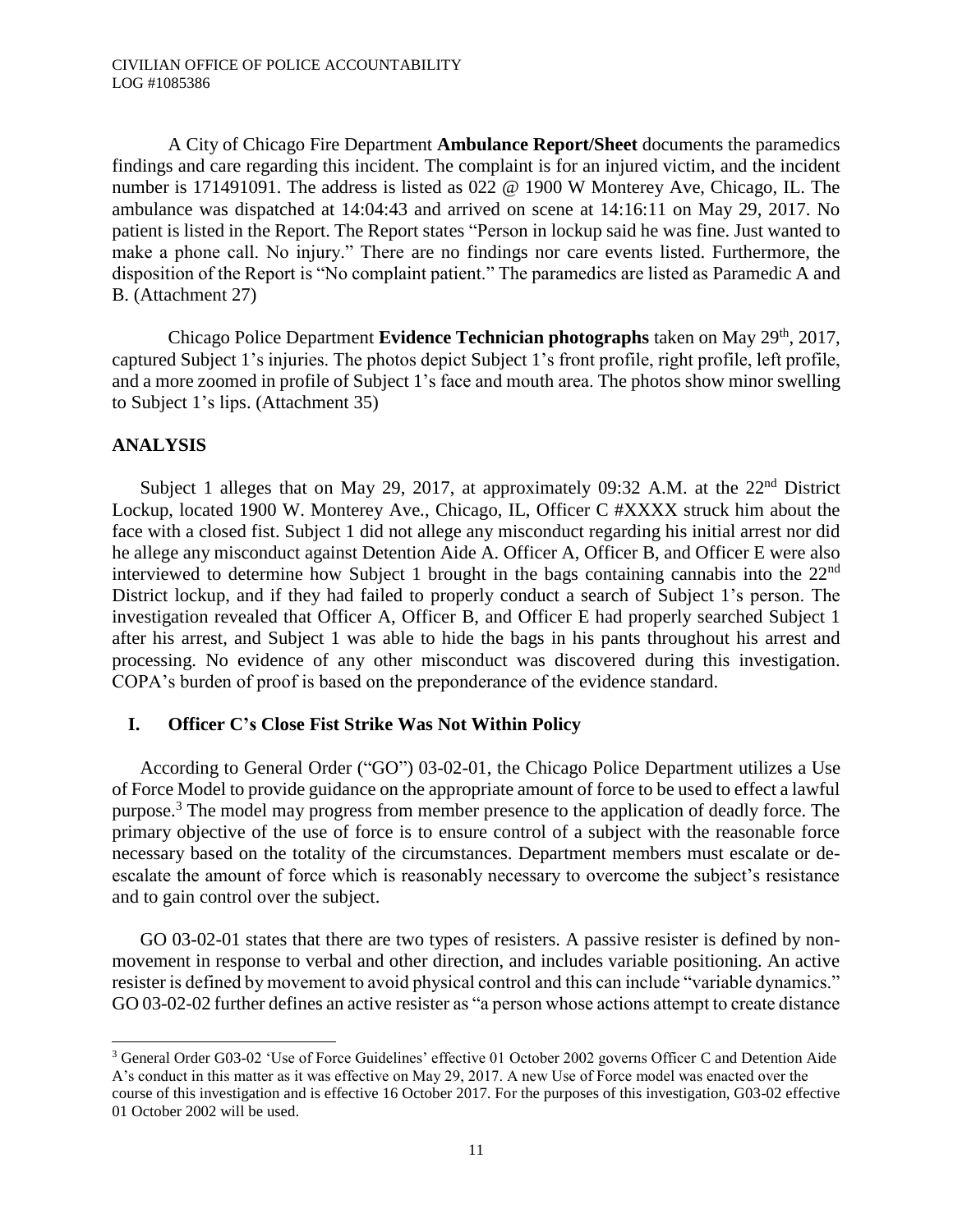A City of Chicago Fire Department **Ambulance Report/Sheet** documents the paramedics findings and care regarding this incident. The complaint is for an injured victim, and the incident number is 171491091. The address is listed as 022 @ 1900 W Monterey Ave, Chicago, IL. The ambulance was dispatched at 14:04:43 and arrived on scene at 14:16:11 on May 29, 2017. No patient is listed in the Report. The Report states "Person in lockup said he was fine. Just wanted to make a phone call. No injury." There are no findings nor care events listed. Furthermore, the disposition of the Report is "No complaint patient." The paramedics are listed as Paramedic A and B. (Attachment 27)

Chicago Police Department **Evidence Technician photographs** taken on May 29th, 2017, captured Subject 1's injuries. The photos depict Subject 1's front profile, right profile, left profile, and a more zoomed in profile of Subject 1's face and mouth area. The photos show minor swelling to Subject 1's lips. (Attachment 35)

## ANALYSIS

Subject 1 alleges that on May 29, 2017, at approximately 09:32 A.M. at the 22nd District Lockup, located 1900 W. Monterey Ave., Chicago, IL, Officer C #XXXX struck him about the face with a closed fist. Subject 1 did not allege any misconduct regarding his initial arrest nor did he allege any misconduct against Detention Aide A. Officer A, Officer B, and Officer E were also interviewed to determine how Subject 1 brought in the bags containing cannabis into the 22nd District lockup, and if they had failed to properly conduct a search of Subject 1's person. The investigation revealed that Officer A, Officer B, and Officer E had properly searched Subject 1 after his arrest, and Subject 1 was able to hide the bags in his pants throughout his arrest and processing. No evidence of any other misconduct was discovered during this investigation. COPA's burden of proof is based on the preponderance of the evidence standard.

### I. Officer C's Close Fist Strike Was Not Within Policy

According to General Order ("GO") 03-02-01, the Chicago Police Department utilizes a Use of Force Model to provide guidance on the appropriate amount of force to be used to effect a lawful purpose.[3] The model may progress from member presence to the application of deadly force. The primary objective of the use of force is to ensure control of a subject with the reasonable force necessary based on the totality of the circumstances. Department members must escalate or de-escalate the amount of force which is reasonably necessary to overcome the subject's resistance and to gain control over the subject.

GO 03-02-01 states that there are two types of resisters. A passive resister is defined by non-movement in response to verbal and other direction, and includes variable positioning. An active resister is defined by movement to avoid physical control and this can include "variable dynamics." GO 03-02-02 further defines an active resister as "a person whose actions attempt to create distance

---

[3] General Order G03-02 'Use of Force Guidelines' effective 01 October 2002 governs Officer C and Detention Aide A's conduct in this matter as it was effective on May 29, 2017. A new Use of Force model was enacted over the course of this investigation and is effective 16 October 2017. For the purposes of this investigation, G03-02 effective 01 October 2002 will be used.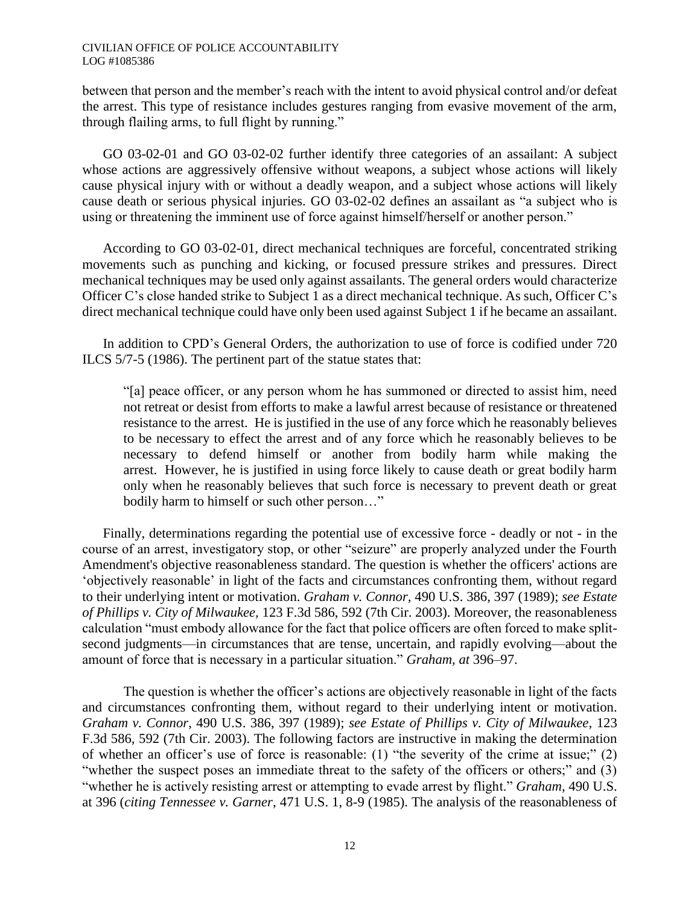between that person and the member's reach with the intent to avoid physical control and/or defeat the arrest. This type of resistance includes gestures ranging from evasive movement of the arm, through flailing arms, to full flight by running."

GO 03-02-01 and GO 03-02-02 further identify three categories of an assailant: A subject whose actions are aggressively offensive without weapons, a subject whose actions will likely cause physical injury with or without a deadly weapon, and a subject whose actions will likely cause death or serious physical injuries. GO 03-02-02 defines an assailant as "a subject who is using or threatening the imminent use of force against himself/herself or another person."

According to GO 03-02-01, direct mechanical techniques are forceful, concentrated striking movements such as punching and kicking, or focused pressure strikes and pressures. Direct mechanical techniques may be used only against assailants. The general orders would characterize Officer C's close handed strike to Subject 1 as a direct mechanical technique. As such, Officer C's direct mechanical technique could have only been used against Subject 1 if he became an assailant.

In addition to CPD's General Orders, the authorization to use of force is codified under 720 ILCS 5/7-5 (1986). The pertinent part of the statue states that:

> "[a] peace officer, or any person whom he has summoned or directed to assist him, need not retreat or desist from efforts to make a lawful arrest because of resistance or threatened resistance to the arrest. He is justified in the use of any force which he reasonably believes to be necessary to effect the arrest and of any force which he reasonably believes to be necessary to defend himself or another from bodily harm while making the arrest. However, he is justified in using force likely to cause death or great bodily harm only when he reasonably believes that such force is necessary to prevent death or great bodily harm to himself or such other person…"

Finally, determinations regarding the potential use of excessive force - deadly or not - in the course of an arrest, investigatory stop, or other "seizure" are properly analyzed under the Fourth Amendment's objective reasonableness standard. The question is whether the officers' actions are 'objectively reasonable' in light of the facts and circumstances confronting them, without regard to their underlying intent or motivation. *Graham v. Connor,* 490 U.S. 386, 397 (1989); *see Estate of Phillips v. City of Milwaukee*, 123 F.3d 586, 592 (7th Cir. 2003). Moreover, the reasonableness calculation "must embody allowance for the fact that police officers are often forced to make split-second judgments—in circumstances that are tense, uncertain, and rapidly evolving—about the amount of force that is necessary in a particular situation." *Graham, at* 396–97.

The question is whether the officer's actions are objectively reasonable in light of the facts and circumstances confronting them, without regard to their underlying intent or motivation. *Graham v. Connor*, 490 U.S. 386, 397 (1989); *see Estate of Phillips v. City of Milwaukee*, 123 F.3d 586, 592 (7th Cir. 2003). The following factors are instructive in making the determination of whether an officer's use of force is reasonable: (1) "the severity of the crime at issue;" (2) "whether the suspect poses an immediate threat to the safety of the officers or others;" and (3) "whether he is actively resisting arrest or attempting to evade arrest by flight." *Graham*, 490 U.S. at 396 (*citing Tennessee v. Garner*, 471 U.S. 1, 8-9 (1985). The analysis of the reasonableness of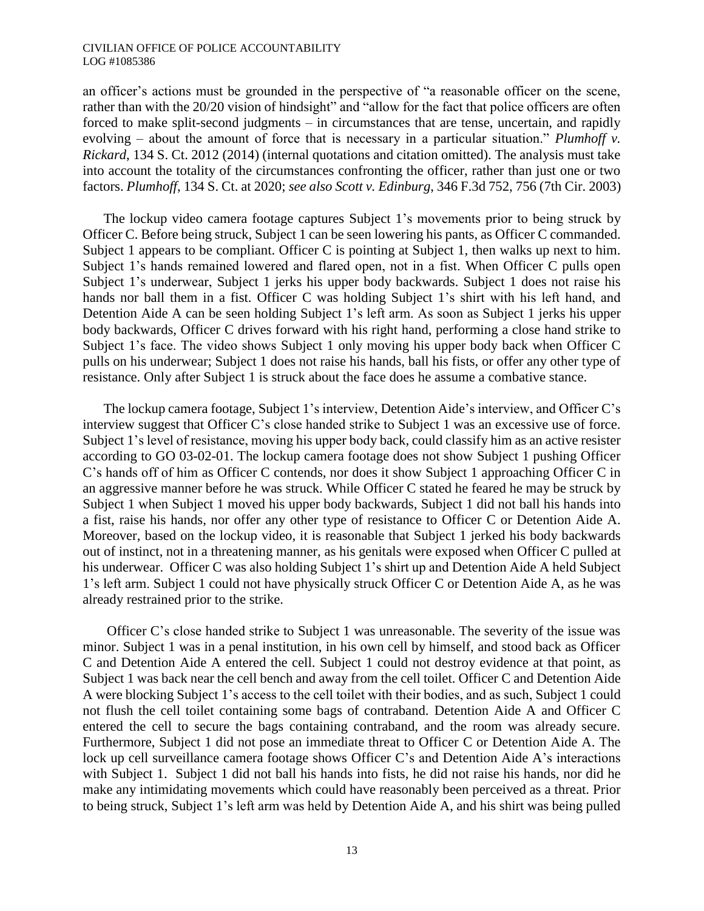an officer's actions must be grounded in the perspective of "a reasonable officer on the scene, rather than with the 20/20 vision of hindsight" and "allow for the fact that police officers are often forced to make split-second judgments – in circumstances that are tense, uncertain, and rapidly evolving – about the amount of force that is necessary in a particular situation." *Plumhoff v. Rickard*, 134 S. Ct. 2012 (2014) (internal quotations and citation omitted). The analysis must take into account the totality of the circumstances confronting the officer, rather than just one or two factors. *Plumhoff*, 134 S. Ct. at 2020; *see also Scott v. Edinburg*, 346 F.3d 752, 756 (7th Cir. 2003)

The lockup video camera footage captures Subject 1's movements prior to being struck by Officer C. Before being struck, Subject 1 can be seen lowering his pants, as Officer C commanded. Subject 1 appears to be compliant. Officer C is pointing at Subject 1, then walks up next to him. Subject 1's hands remained lowered and flared open, not in a fist. When Officer C pulls open Subject 1's underwear, Subject 1 jerks his upper body backwards. Subject 1 does not raise his hands nor ball them in a fist. Officer C was holding Subject 1's shirt with his left hand, and Detention Aide A can be seen holding Subject 1's left arm. As soon as Subject 1 jerks his upper body backwards, Officer C drives forward with his right hand, performing a close hand strike to Subject 1's face. The video shows Subject 1 only moving his upper body back when Officer C pulls on his underwear; Subject 1 does not raise his hands, ball his fists, or offer any other type of resistance. Only after Subject 1 is struck about the face does he assume a combative stance.

The lockup camera footage, Subject 1's interview, Detention Aide's interview, and Officer C's interview suggest that Officer C's close handed strike to Subject 1 was an excessive use of force. Subject 1's level of resistance, moving his upper body back, could classify him as an active resister according to GO 03-02-01. The lockup camera footage does not show Subject 1 pushing Officer C's hands off of him as Officer C contends, nor does it show Subject 1 approaching Officer C in an aggressive manner before he was struck. While Officer C stated he feared he may be struck by Subject 1 when Subject 1 moved his upper body backwards, Subject 1 did not ball his hands into a fist, raise his hands, nor offer any other type of resistance to Officer C or Detention Aide A. Moreover, based on the lockup video, it is reasonable that Subject 1 jerked his body backwards out of instinct, not in a threatening manner, as his genitals were exposed when Officer C pulled at his underwear. Officer C was also holding Subject 1's shirt up and Detention Aide A held Subject 1's left arm. Subject 1 could not have physically struck Officer C or Detention Aide A, as he was already restrained prior to the strike.

Officer C's close handed strike to Subject 1 was unreasonable. The severity of the issue was minor. Subject 1 was in a penal institution, in his own cell by himself, and stood back as Officer C and Detention Aide A entered the cell. Subject 1 could not destroy evidence at that point, as Subject 1 was back near the cell bench and away from the cell toilet. Officer C and Detention Aide A were blocking Subject 1's access to the cell toilet with their bodies, and as such, Subject 1 could not flush the cell toilet containing some bags of contraband. Detention Aide A and Officer C entered the cell to secure the bags containing contraband, and the room was already secure. Furthermore, Subject 1 did not pose an immediate threat to Officer C or Detention Aide A. The lock up cell surveillance camera footage shows Officer C's and Detention Aide A's interactions with Subject 1. Subject 1 did not ball his hands into fists, he did not raise his hands, nor did he make any intimidating movements which could have reasonably been perceived as a threat. Prior to being struck, Subject 1's left arm was held by Detention Aide A, and his shirt was being pulled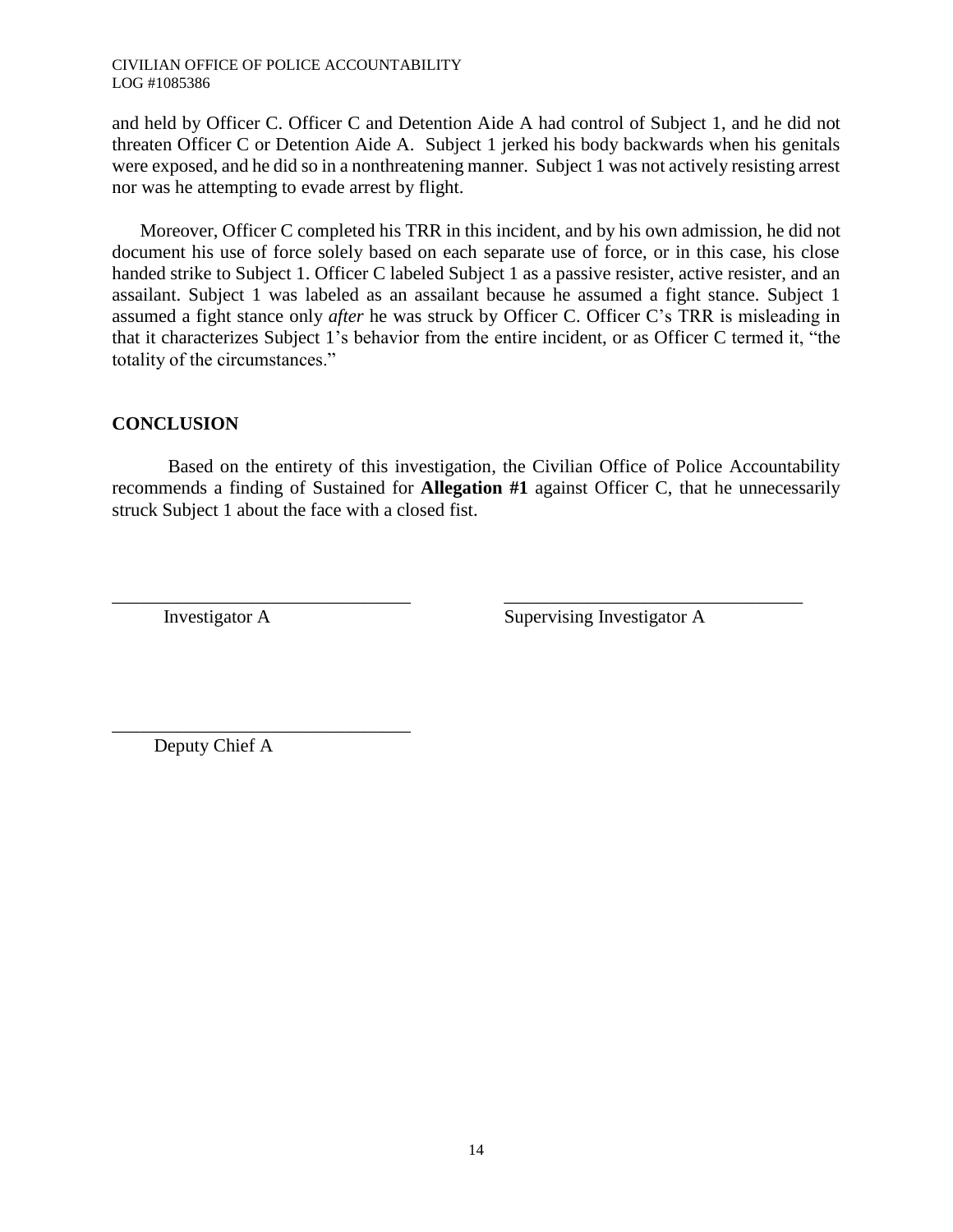and held by Officer C. Officer C and Detention Aide A had control of Subject 1, and he did not threaten Officer C or Detention Aide A. Subject 1 jerked his body backwards when his genitals were exposed, and he did so in a nonthreatening manner. Subject 1 was not actively resisting arrest nor was he attempting to evade arrest by flight.

Moreover, Officer C completed his TRR in this incident, and by his own admission, he did not document his use of force solely based on each separate use of force, or in this case, his close handed strike to Subject 1. Officer C labeled Subject 1 as a passive resister, active resister, and an assailant. Subject 1 was labeled as an assailant because he assumed a fight stance. Subject 1 assumed a fight stance only *after* he was struck by Officer C. Officer C's TRR is misleading in that it characterizes Subject 1's behavior from the entire incident, or as Officer C termed it, "the totality of the circumstances."

## CONCLUSION

Based on the entirety of this investigation, the Civilian Office of Police Accountability recommends a finding of Sustained for **Allegation #1** against Officer C, that he unnecessarily struck Subject 1 about the face with a closed fist.

_______________________________
Investigator A

_______________________________
Supervising Investigator A

_______________________________
Deputy Chief A